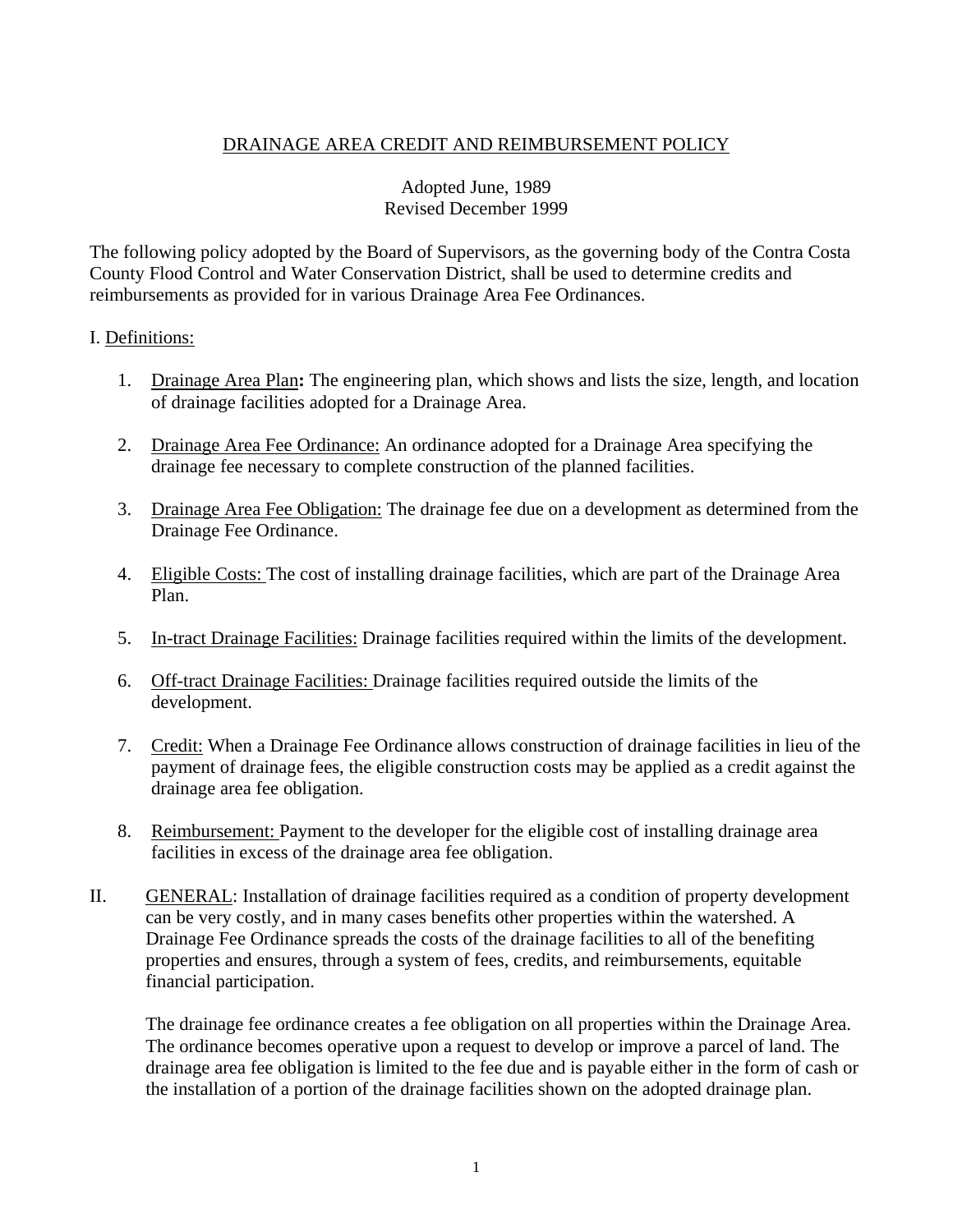# DRAINAGE AREA CREDIT AND REIMBURSEMENT POLICY

Adopted June, 1989
Revised December 1999

The following policy adopted by the Board of Supervisors, as the governing body of the Contra Costa County Flood Control and Water Conservation District, shall be used to determine credits and reimbursements as provided for in various Drainage Area Fee Ordinances.

## I. Definitions:

1. Drainage Area Plan**:** The engineering plan, which shows and lists the size, length, and location of drainage facilities adopted for a Drainage Area.

2. Drainage Area Fee Ordinance: An ordinance adopted for a Drainage Area specifying the drainage fee necessary to complete construction of the planned facilities.

3. Drainage Area Fee Obligation: The drainage fee due on a development as determined from the Drainage Fee Ordinance.

4. Eligible Costs: The cost of installing drainage facilities, which are part of the Drainage Area Plan.

5. In-tract Drainage Facilities: Drainage facilities required within the limits of the development.

6. Off-tract Drainage Facilities: Drainage facilities required outside the limits of the development.

7. Credit: When a Drainage Fee Ordinance allows construction of drainage facilities in lieu of the payment of drainage fees, the eligible construction costs may be applied as a credit against the drainage area fee obligation.

8. Reimbursement: Payment to the developer for the eligible cost of installing drainage area facilities in excess of the drainage area fee obligation.

## II. GENERAL:

Installation of drainage facilities required as a condition of property development can be very costly, and in many cases benefits other properties within the watershed. A Drainage Fee Ordinance spreads the costs of the drainage facilities to all of the benefiting properties and ensures, through a system of fees, credits, and reimbursements, equitable financial participation.

The drainage fee ordinance creates a fee obligation on all properties within the Drainage Area. The ordinance becomes operative upon a request to develop or improve a parcel of land. The drainage area fee obligation is limited to the fee due and is payable either in the form of cash or the installation of a portion of the drainage facilities shown on the adopted drainage plan.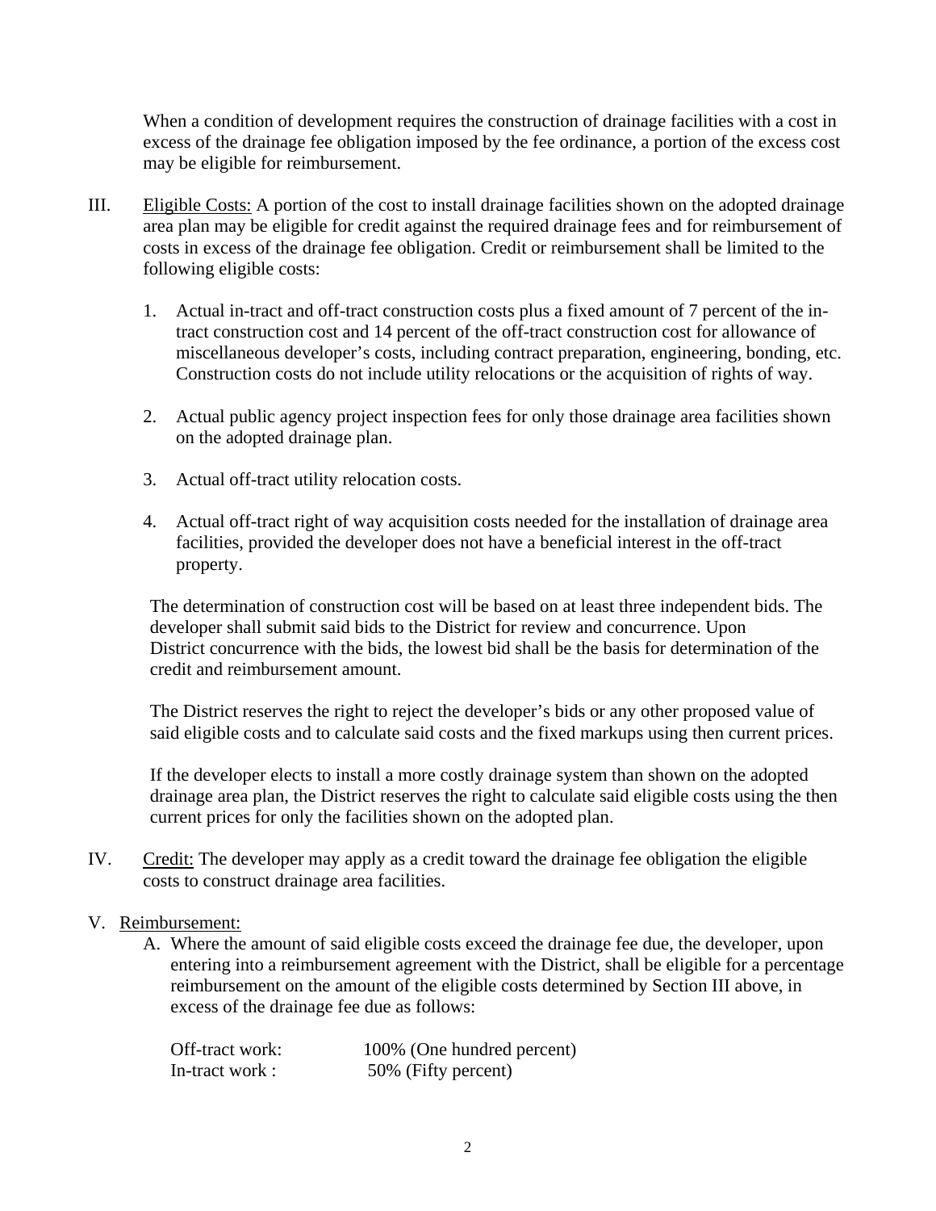When a condition of development requires the construction of drainage facilities with a cost in excess of the drainage fee obligation imposed by the fee ordinance, a portion of the excess cost may be eligible for reimbursement.

III. Eligible Costs: A portion of the cost to install drainage facilities shown on the adopted drainage area plan may be eligible for credit against the required drainage fees and for reimbursement of costs in excess of the drainage fee obligation. Credit or reimbursement shall be limited to the following eligible costs:

1. Actual in-tract and off-tract construction costs plus a fixed amount of 7 percent of the in-tract construction cost and 14 percent of the off-tract construction cost for allowance of miscellaneous developer's costs, including contract preparation, engineering, bonding, etc. Construction costs do not include utility relocations or the acquisition of rights of way.

2. Actual public agency project inspection fees for only those drainage area facilities shown on the adopted drainage plan.

3. Actual off-tract utility relocation costs.

4. Actual off-tract right of way acquisition costs needed for the installation of drainage area facilities, provided the developer does not have a beneficial interest in the off-tract property.

The determination of construction cost will be based on at least three independent bids. The developer shall submit said bids to the District for review and concurrence. Upon District concurrence with the bids, the lowest bid shall be the basis for determination of the credit and reimbursement amount.

The District reserves the right to reject the developer's bids or any other proposed value of said eligible costs and to calculate said costs and the fixed markups using then current prices.

If the developer elects to install a more costly drainage system than shown on the adopted drainage area plan, the District reserves the right to calculate said eligible costs using the then current prices for only the facilities shown on the adopted plan.

IV. Credit: The developer may apply as a credit toward the drainage fee obligation the eligible costs to construct drainage area facilities.

V. Reimbursement:

A. Where the amount of said eligible costs exceed the drainage fee due, the developer, upon entering into a reimbursement agreement with the District, shall be eligible for a percentage reimbursement on the amount of the eligible costs determined by Section III above, in excess of the drainage fee due as follows:

| | |
|---|---|
| Off-tract work: | 100% (One hundred percent) |
| In-tract work : | 50% (Fifty percent) |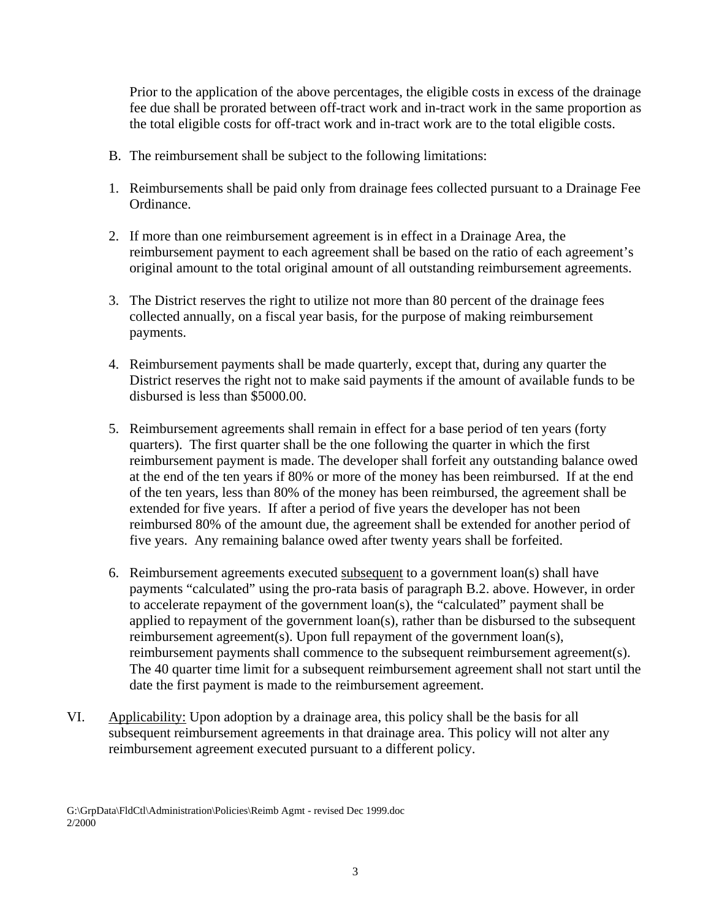Prior to the application of the above percentages, the eligible costs in excess of the drainage fee due shall be prorated between off-tract work and in-tract work in the same proportion as the total eligible costs for off-tract work and in-tract work are to the total eligible costs.

B. The reimbursement shall be subject to the following limitations:

1. Reimbursements shall be paid only from drainage fees collected pursuant to a Drainage Fee Ordinance.

2. If more than one reimbursement agreement is in effect in a Drainage Area, the reimbursement payment to each agreement shall be based on the ratio of each agreement's original amount to the total original amount of all outstanding reimbursement agreements.

3. The District reserves the right to utilize not more than 80 percent of the drainage fees collected annually, on a fiscal year basis, for the purpose of making reimbursement payments.

4. Reimbursement payments shall be made quarterly, except that, during any quarter the District reserves the right not to make said payments if the amount of available funds to be disbursed is less than $5000.00.

5. Reimbursement agreements shall remain in effect for a base period of ten years (forty quarters). The first quarter shall be the one following the quarter in which the first reimbursement payment is made. The developer shall forfeit any outstanding balance owed at the end of the ten years if 80% or more of the money has been reimbursed. If at the end of the ten years, less than 80% of the money has been reimbursed, the agreement shall be extended for five years. If after a period of five years the developer has not been reimbursed 80% of the amount due, the agreement shall be extended for another period of five years. Any remaining balance owed after twenty years shall be forfeited.

6. Reimbursement agreements executed <u>subsequent</u> to a government loan(s) shall have payments "calculated" using the pro-rata basis of paragraph B.2. above. However, in order to accelerate repayment of the government loan(s), the "calculated" payment shall be applied to repayment of the government loan(s), rather than be disbursed to the subsequent reimbursement agreement(s). Upon full repayment of the government loan(s), reimbursement payments shall commence to the subsequent reimbursement agreement(s). The 40 quarter time limit for a subsequent reimbursement agreement shall not start until the date the first payment is made to the reimbursement agreement.

VI. <u>Applicability:</u> Upon adoption by a drainage area, this policy shall be the basis for all subsequent reimbursement agreements in that drainage area. This policy will not alter any reimbursement agreement executed pursuant to a different policy.

G:\GrpData\FldCtl\Administration\Policies\Reimb Agmt - revised Dec 1999.doc
2/2000